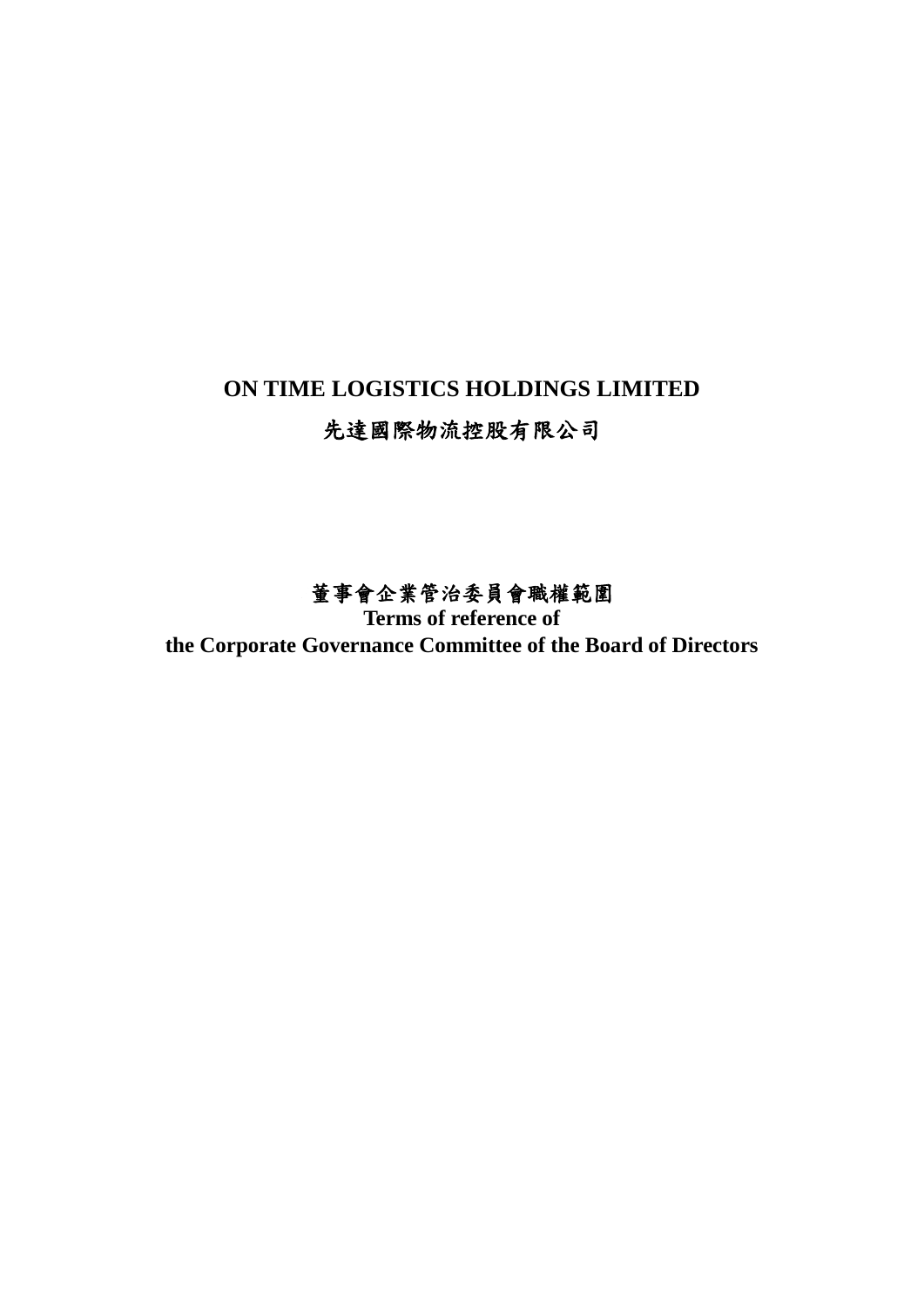# ON TIME LOGISTICS HOLDINGS LIMITED

# 先達國際物流控股有限公司

## 董事會企業管治委員會職權範圍

## Terms of reference of
## the Corporate Governance Committee of the Board of Directors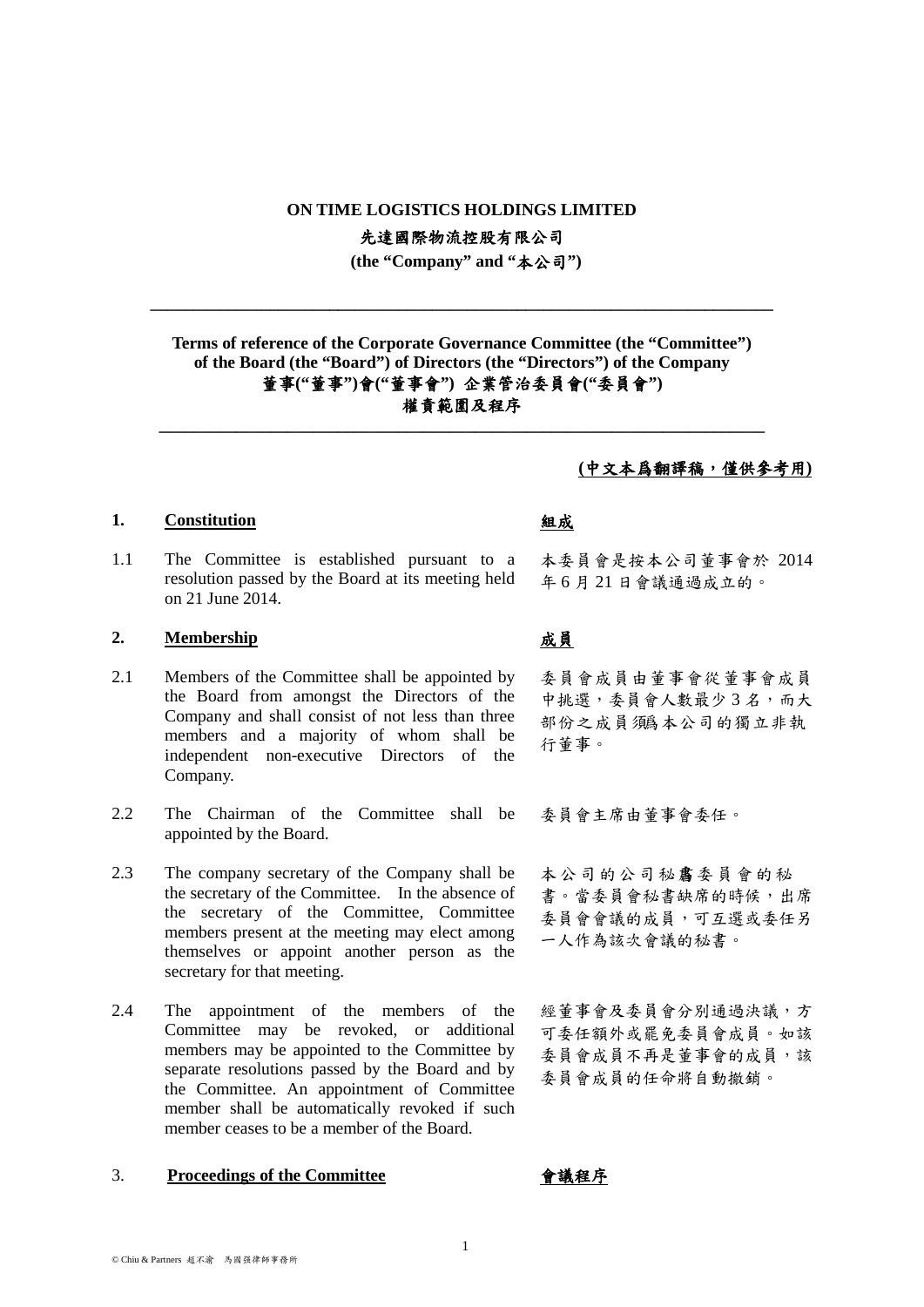**ON TIME LOGISTICS HOLDINGS LIMITED**

**先達國際物流控股有限公司**

**(the "Company" and "本公司")**

---

**Terms of reference of the Corporate Governance Committee (the "Committee") of the Board (the "Board") of Directors (the "Directors") of the Company**

**董事("董事")會("董事會") 企業管治委員會("委員會")**

**權責範圍及程序**

---

**(中文本爲翻譯稿，僅供參考用)**

## 1. Constitution

## 組成

1.1 The Committee is established pursuant to a resolution passed by the Board at its meeting held on 21 June 2014.

本委員會是按本公司董事會於 2014 年 6 月 21 日會議通過成立的。

## 2. Membership

## 成員

2.1 Members of the Committee shall be appointed by the Board from amongst the Directors of the Company and shall consist of not less than three members and a majority of whom shall be independent non-executive Directors of the Company.

委員會成員由董事會從董事會成員中挑選，委員會人數最少 3 名，而大部份之成員須爲本公司的獨立非執行董事。

2.2 The Chairman of the Committee shall be appointed by the Board.

委員會主席由董事會委任。

2.3 The company secretary of the Company shall be the secretary of the Committee. In the absence of the secretary of the Committee, Committee members present at the meeting may elect among themselves or appoint another person as the secretary for that meeting.

本公司的公司秘書為委員會的秘書。當委員會秘書缺席的時候，出席委員會會議的成員，可互選或委任另一人作為該次會議的秘書。

2.4 The appointment of the members of the Committee may be revoked, or additional members may be appointed to the Committee by separate resolutions passed by the Board and by the Committee. An appointment of Committee member shall be automatically revoked if such member ceases to be a member of the Board.

經董事會及委員會分別通過決議，方可委任額外或罷免委員會成員。如該委員會成員不再是董事會的成員，該委員會成員的任命將自動撤銷。

## 3. Proceedings of the Committee

## 會議程序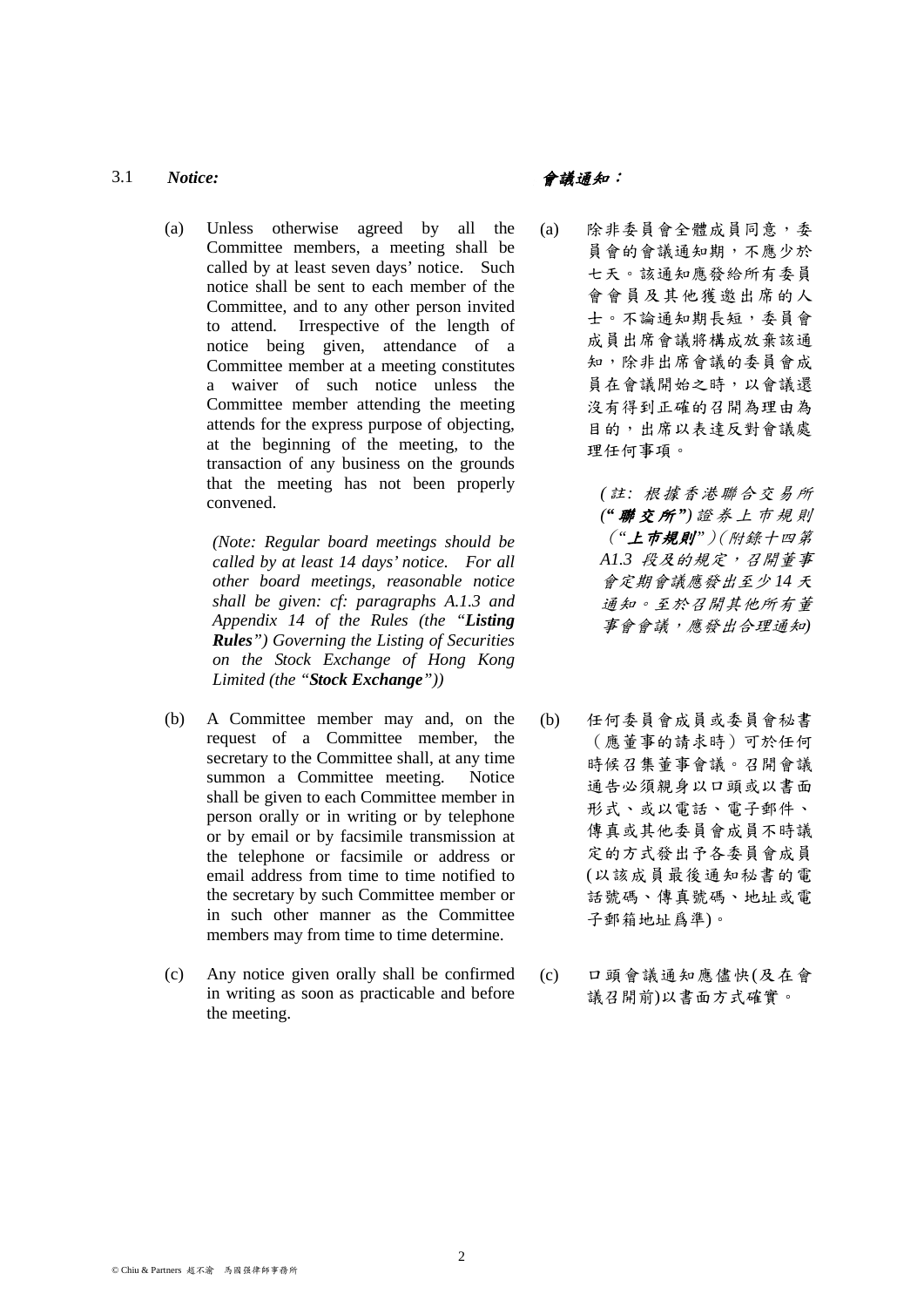3.1 ***Notice:*** ***會議通知：***

(a) Unless otherwise agreed by all the Committee members, a meeting shall be called by at least seven days' notice. Such notice shall be sent to each member of the Committee, and to any other person invited to attend. Irrespective of the length of notice being given, attendance of a Committee member at a meeting constitutes a waiver of such notice unless the Committee member attending the meeting attends for the express purpose of objecting, at the beginning of the meeting, to the transaction of any business on the grounds that the meeting has not been properly convened.

*(Note: Regular board meetings should be called by at least 14 days' notice. For all other board meetings, reasonable notice shall be given: cf: paragraphs A.1.3 and Appendix 14 of the Rules (the "**Listing Rules**") Governing the Listing of Securities on the Stock Exchange of Hong Kong Limited (the "**Stock Exchange**"))*

(a) 除非委員會全體成員同意，委員會的會議通知期，不應少於七天。該通知應發給所有委員會會員及其他獲邀出席的人士。不論通知期長短，委員會成員出席會議將構成放棄該通知，除非出席會議的委員會成員在會議開始之時，以會議還沒有得到正確的召開為理由為目的，出席以表達反對會議處理任何事項。

*(註: 根據香港聯合交易所("**聯交所**")證券上市規則（"**上市規則**"）(附錄十四第 A1.3 段及的規定，召開董事會定期會議應發出至少 14 天通知。至於召開其他所有董事會會議，應發出合理通知)*

(b) A Committee member may and, on the request of a Committee member, the secretary to the Committee shall, at any time summon a Committee meeting. Notice shall be given to each Committee member in person orally or in writing or by telephone or by email or by facsimile transmission at the telephone or facsimile or address or email address from time to time notified to the secretary by such Committee member or in such other manner as the Committee members may from time to time determine.

(b) 任何委員會成員或委員會秘書（應董事的請求時）可於任何時候召集董事會議。召開會議通告必須親身以口頭或以書面形式、或以電話、電子郵件、傳真或其他委員會成員不時議定的方式發出予各委員會成員(以該成員最後通知秘書的電話號碼、傳真號碼、地址或電子郵箱地址爲準)。

(c) Any notice given orally shall be confirmed in writing as soon as practicable and before the meeting.

(c) 口頭會議通知應儘快(及在會議召開前)以書面方式確實。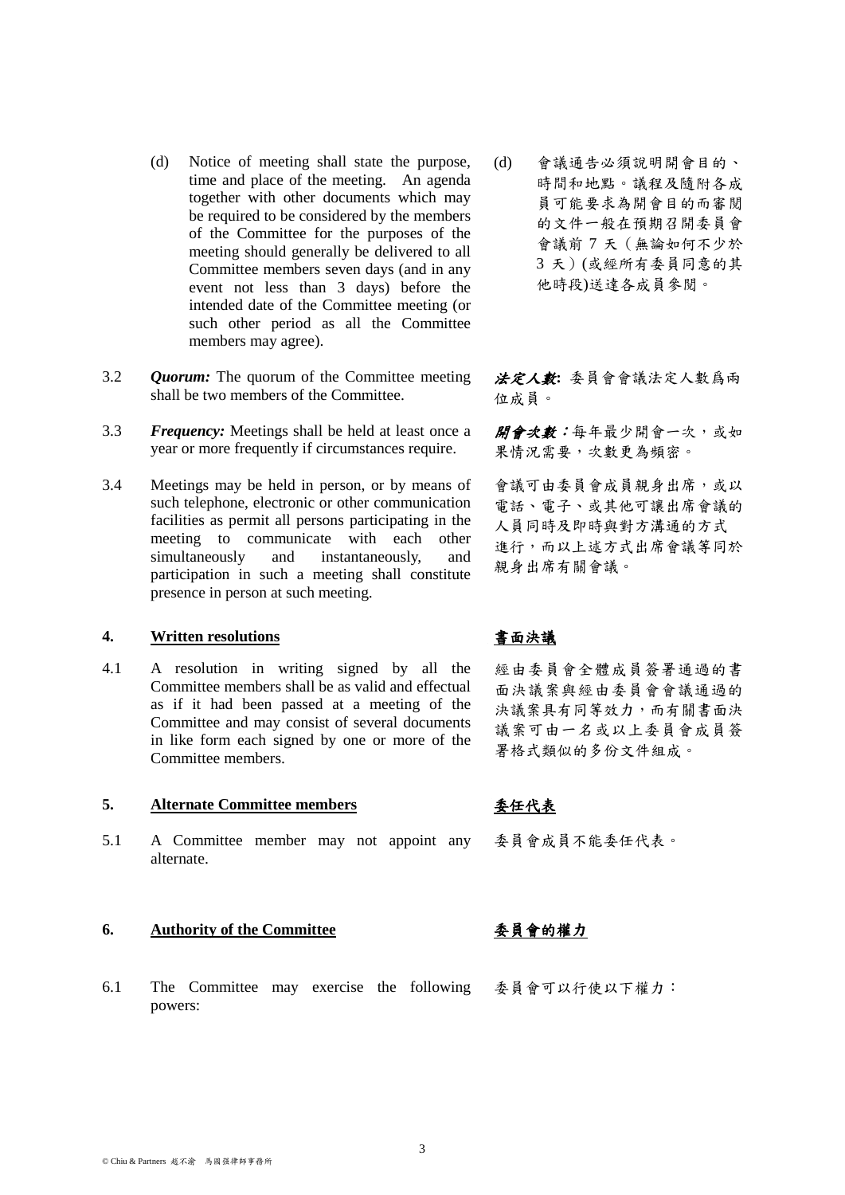(d) Notice of meeting shall state the purpose, time and place of the meeting. An agenda together with other documents which may be required to be considered by the members of the Committee for the purposes of the meeting should generally be delivered to all Committee members seven days (and in any event not less than 3 days) before the intended date of the Committee meeting (or such other period as all the Committee members may agree).

(d) 會議通告必須說明開會目的、時間和地點。議程及隨附各成員可能要求為開會目的而審閱的文件一般在預期召開委員會會議前 7 天（無論如何不少於 3 天）(或經所有委員同意的其他時段)送達各成員參閱。

3.2 ***Quorum:*** The quorum of the Committee meeting shall be two members of the Committee.

***法定人數***: 委員會會議法定人數爲兩位成員。

3.3 ***Frequency:*** Meetings shall be held at least once a year or more frequently if circumstances require.

***開會次數***：每年最少開會一次，或如果情況需要，次數更為頻密。

3.4 Meetings may be held in person, or by means of such telephone, electronic or other communication facilities as permit all persons participating in the meeting to communicate with each other simultaneously and instantaneously, and participation in such a meeting shall constitute presence in person at such meeting.

會議可由委員會成員親身出席，或以電話、電子、或其他可讓出席會議的人員同時及即時與對方溝通的方式進行，而以上述方式出席會議等同於親身出席有關會議。

## 4. Written resolutions

## 書面決議

4.1 A resolution in writing signed by all the Committee members shall be as valid and effectual as if it had been passed at a meeting of the Committee and may consist of several documents in like form each signed by one or more of the Committee members.

經由委員會全體成員簽署通過的書面決議案與經由委員會會議通過的決議案具有同等效力，而有關書面決議案可由一名或以上委員會成員簽署格式類似的多份文件組成。

## 5. Alternate Committee members

## 委任代表

5.1 A Committee member may not appoint any alternate.

委員會成員不能委任代表。

## 6. Authority of the Committee

## 委員會的權力

6.1 The Committee may exercise the following powers:

委員會可以行使以下權力：

© Chiu & Partners 趙不渝 馬國強律師事務所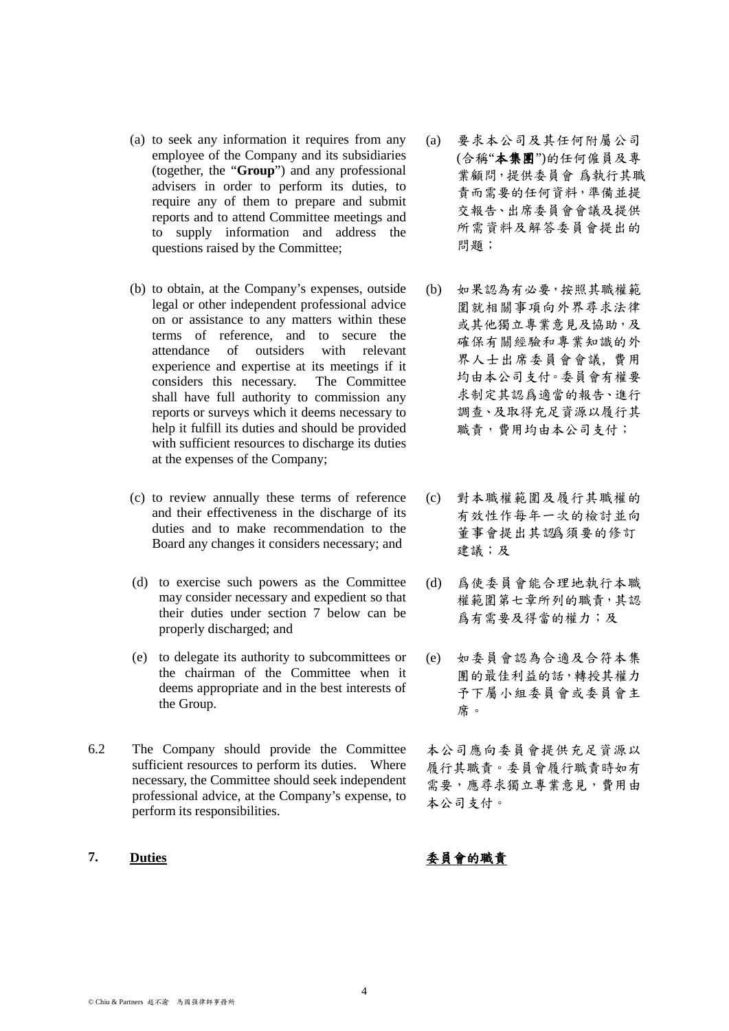(a) to seek any information it requires from any employee of the Company and its subsidiaries (together, the "**Group**") and any professional advisers in order to perform its duties, to require any of them to prepare and submit reports and to attend Committee meetings and to supply information and address the questions raised by the Committee;

(a) 要求本公司及其任何附屬公司(合稱"**本集團**")的任何僱員及專業顧問，提供委員會 爲執行其職責而需要的任何資料，準備並提交報告、出席委員會會議及提供所需資料及解答委員會提出的問題；

(b) to obtain, at the Company's expenses, outside legal or other independent professional advice on or assistance to any matters within these terms of reference, and to secure the attendance of outsiders with relevant experience and expertise at its meetings if it considers this necessary. The Committee shall have full authority to commission any reports or surveys which it deems necessary to help it fulfill its duties and should be provided with sufficient resources to discharge its duties at the expenses of the Company;

(b) 如果認為有必要，按照其職權範圍就相關事項向外界尋求法律或其他獨立專業意見及協助，及確保有關經驗和專業知識的外界人士出席委員會會議，費用均由本公司支付。委員會有權要求制定其認爲適當的報告、進行調查、及取得充足資源以履行其職責，費用均由本公司支付；

(c) to review annually these terms of reference and their effectiveness in the discharge of its duties and to make recommendation to the Board any changes it considers necessary; and

(c) 對本職權範圍及履行其職權的有效性作每年一次的檢討並向董事會提出其認爲須要的修訂建議；及

(d) to exercise such powers as the Committee may consider necessary and expedient so that their duties under section 7 below can be properly discharged; and

(d) 爲使委員會能合理地執行本職權範圍第七章所列的職責，其認爲有需要及得當的權力；及

(e) to delegate its authority to subcommittees or the chairman of the Committee when it deems appropriate and in the best interests of the Group.

(e) 如委員會認為合適及合符本集團的最佳利益的話，轉授其權力予下屬小組委員會或委員會主席。

6.2 The Company should provide the Committee sufficient resources to perform its duties. Where necessary, the Committee should seek independent professional advice, at the Company's expense, to perform its responsibilities.

本公司應向委員會提供充足資源以履行其職責。委員會履行職責時如有需要，應尋求獨立專業意見，費用由本公司支付。

## 7. Duties 委員會的職責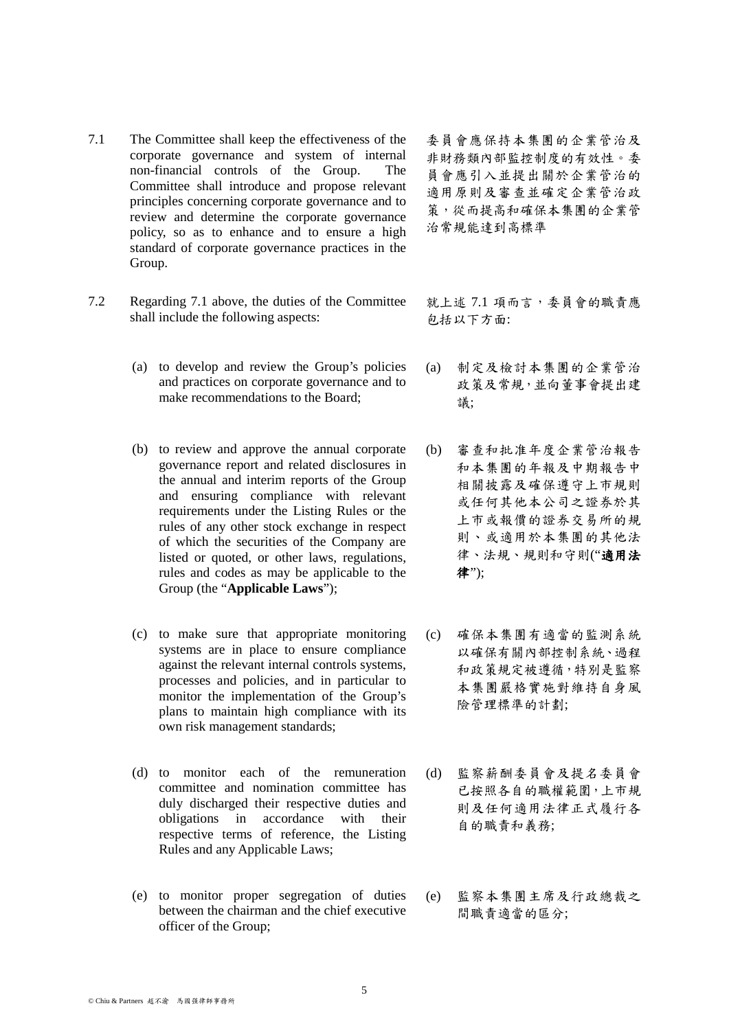7.1 The Committee shall keep the effectiveness of the corporate governance and system of internal non-financial controls of the Group. The Committee shall introduce and propose relevant principles concerning corporate governance and to review and determine the corporate governance policy, so as to enhance and to ensure a high standard of corporate governance practices in the Group.

委員會應保持本集團的企業管治及非財務類內部監控制度的有效性。委員會應引入並提出關於企業管治的適用原則及審查並確定企業管治政策，從而提高和確保本集團的企業管治常規能達到高標準

7.2 Regarding 7.1 above, the duties of the Committee shall include the following aspects:

就上述 7.1 項而言，委員會的職責應包括以下方面:

(a) to develop and review the Group's policies and practices on corporate governance and to make recommendations to the Board;

(a) 制定及檢討本集團的企業管治政策及常規，並向董事會提出建議;

(b) to review and approve the annual corporate governance report and related disclosures in the annual and interim reports of the Group and ensuring compliance with relevant requirements under the Listing Rules or the rules of any other stock exchange in respect of which the securities of the Company are listed or quoted, or other laws, regulations, rules and codes as may be applicable to the Group (the "**Applicable Laws**");

(b) 審查和批准年度企業管治報告和本集團的年報及中期報告中相關披露及確保遵守上市規則或任何其他本公司之證券於其上市或報價的證券交易所的規則、或適用於本集團的其他法律、法規、規則和守則("**適用法律**");

(c) to make sure that appropriate monitoring systems are in place to ensure compliance against the relevant internal controls systems, processes and policies, and in particular to monitor the implementation of the Group's plans to maintain high compliance with its own risk management standards;

(c) 確保本集團有適當的監測系統以確保有關內部控制系統、過程和政策規定被遵循，特別是監察本集團嚴格實施對維持自身風險管理標準的計劃;

(d) to monitor each of the remuneration committee and nomination committee has duly discharged their respective duties and obligations in accordance with their respective terms of reference, the Listing Rules and any Applicable Laws;

(d) 監察薪酬委員會及提名委員會已按照各自的職權範圍，上市規則及任何適用法律正式履行各自的職責和義務;

(e) to monitor proper segregation of duties between the chairman and the chief executive officer of the Group;

(e) 監察本集團主席及行政總裁之間職責適當的區分;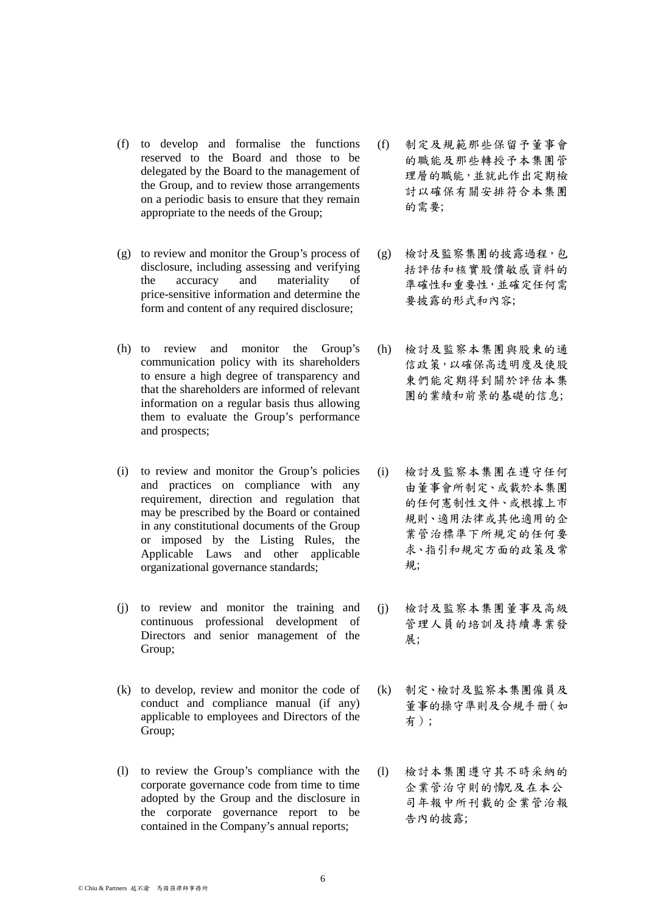(f) to develop and formalise the functions reserved to the Board and those to be delegated by the Board to the management of the Group, and to review those arrangements on a periodic basis to ensure that they remain appropriate to the needs of the Group;

(f) 制定及規範那些保留予董事會的職能及那些轉授予本集團管理層的職能，並就此作出定期檢討以確保有關安排符合本集團的需要;

(g) to review and monitor the Group's process of disclosure, including assessing and verifying the accuracy and materiality of price-sensitive information and determine the form and content of any required disclosure;

(g) 檢討及監察集團的披露過程，包括評估和核實股價敏感資料的準確性和重要性，並確定任何需要披露的形式和內容;

(h) to review and monitor the Group's communication policy with its shareholders to ensure a high degree of transparency and that the shareholders are informed of relevant information on a regular basis thus allowing them to evaluate the Group's performance and prospects;

(h) 檢討及監察本集團與股東的通信政策，以確保高透明度及使股東們能定期得到關於評估本集團的業績和前景的基礎的信息;

(i) to review and monitor the Group's policies and practices on compliance with any requirement, direction and regulation that may be prescribed by the Board or contained in any constitutional documents of the Group or imposed by the Listing Rules, the Applicable Laws and other applicable organizational governance standards;

(i) 檢討及監察本集團在遵守任何由董事會所制定、或載於本集團的任何憲制性文件、或根據上市規則、適用法律或其他適用的企業管治標準下所規定的任何要求、指引和規定方面的政策及常規;

(j) to review and monitor the training and continuous professional development of Directors and senior management of the Group;

(j) 檢討及監察本集團董事及高級管理人員的培訓及持續專業發展;

(k) to develop, review and monitor the code of conduct and compliance manual (if any) applicable to employees and Directors of the Group;

(k) 制定、檢討及監察本集團僱員及董事的操守準則及合規手冊（如有）;

(l) to review the Group's compliance with the corporate governance code from time to time adopted by the Group and the disclosure in the corporate governance report to be contained in the Company's annual reports;

(l) 檢討本集團遵守其不時采納的企業管治守則的情況及在本公司年報中所刊載的企業管治報告內的披露;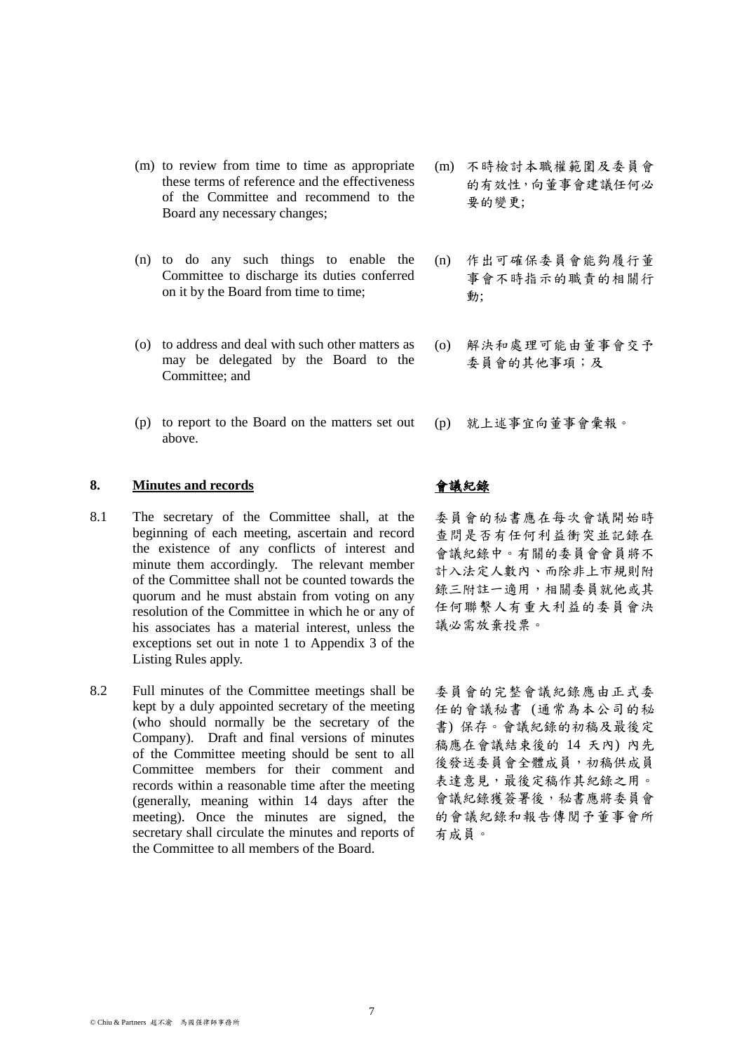(m) to review from time to time as appropriate these terms of reference and the effectiveness of the Committee and recommend to the Board any necessary changes;

(m) 不時檢討本職權範圍及委員會的有效性，向董事會建議任何必要的變更;

(n) to do any such things to enable the Committee to discharge its duties conferred on it by the Board from time to time;

(n) 作出可確保委員會能夠履行董事會不時指示的職責的相關行動;

(o) to address and deal with such other matters as may be delegated by the Board to the Committee; and

(o) 解決和處理可能由董事會交予委員會的其他事項；及

(p) to report to the Board on the matters set out above.

(p) 就上述事宜向董事會彙報。

## 8. Minutes and records

## 會議紀錄

8.1 The secretary of the Committee shall, at the beginning of each meeting, ascertain and record the existence of any conflicts of interest and minute them accordingly. The relevant member of the Committee shall not be counted towards the quorum and he must abstain from voting on any resolution of the Committee in which he or any of his associates has a material interest, unless the exceptions set out in note 1 to Appendix 3 of the Listing Rules apply.

委員會的秘書應在每次會議開始時查問是否有任何利益衝突並記錄在會議紀錄中。有關的委員會會員將不計入法定人數內、而除非上市規則附錄三附註一適用，相關委員就他或其任何聯繫人有重大利益的委員會決議必需放棄投票。

8.2 Full minutes of the Committee meetings shall be kept by a duly appointed secretary of the meeting (who should normally be the secretary of the Company). Draft and final versions of minutes of the Committee meeting should be sent to all Committee members for their comment and records within a reasonable time after the meeting (generally, meaning within 14 days after the meeting). Once the minutes are signed, the secretary shall circulate the minutes and reports of the Committee to all members of the Board.

委員會的完整會議紀錄應由正式委任的會議秘書 (通常為本公司的秘書) 保存。會議紀錄的初稿及最後定稿應在會議結束後的 14 天內) 內先後發送委員會全體成員，初稿供成員表達意見，最後定稿作其紀錄之用。會議紀錄獲簽署後，秘書應將委員會的會議紀錄和報告傳閱予董事會所有成員。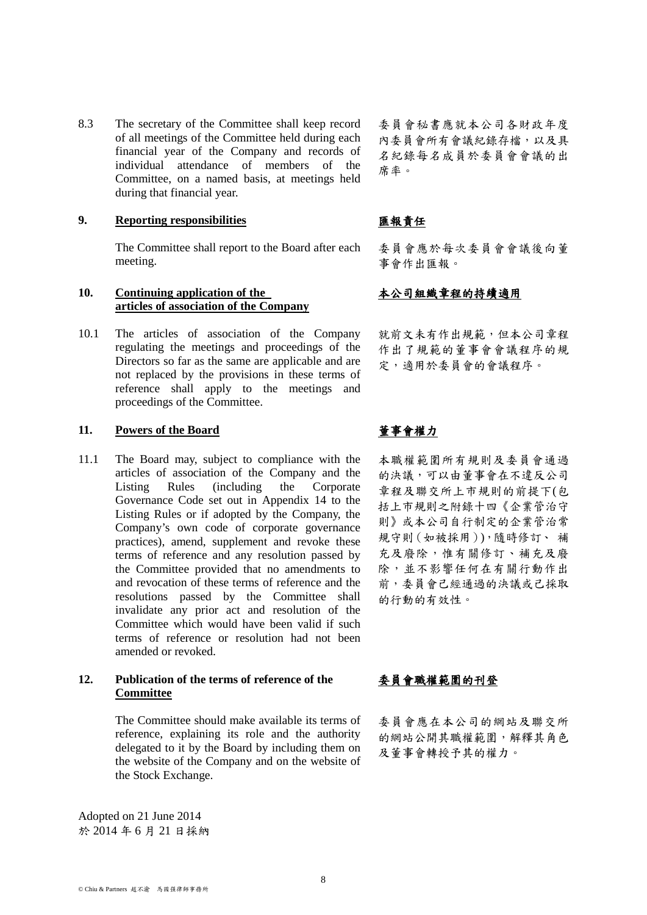8.3 The secretary of the Committee shall keep record of all meetings of the Committee held during each financial year of the Company and records of individual attendance of members of the Committee, on a named basis, at meetings held during that financial year.

委員會秘書應就本公司各財政年度內委員會所有會議紀錄存檔，以及具名紀錄每名成員於委員會會議的出席率。

## 9. Reporting responsibilities

## 匯報責任

The Committee shall report to the Board after each meeting.

委員會應於每次委員會會議後向董事會作出匯報。

## 10. Continuing application of the articles of association of the Company

## 本公司組織章程的持續適用

10.1 The articles of association of the Company regulating the meetings and proceedings of the Directors so far as the same are applicable and are not replaced by the provisions in these terms of reference shall apply to the meetings and proceedings of the Committee.

就前文未有作出規範，但本公司章程作出了規範的董事會會議程序的規定，適用於委員會的會議程序。

## 11. Powers of the Board

## 董事會權力

11.1 The Board may, subject to compliance with the articles of association of the Company and the Listing Rules (including the Corporate Governance Code set out in Appendix 14 to the Listing Rules or if adopted by the Company, the Company's own code of corporate governance practices), amend, supplement and revoke these terms of reference and any resolution passed by the Committee provided that no amendments to and revocation of these terms of reference and the resolutions passed by the Committee shall invalidate any prior act and resolution of the Committee which would have been valid if such terms of reference or resolution had not been amended or revoked.

本職權範圍所有規則及委員會通過的決議，可以由董事會在不違反公司章程及聯交所上市規則的前提下(包括上市規則之附錄十四《企業管治守則》或本公司自行制定的企業管治常規守則(如被採用))，隨時修訂、 補充及廢除，惟有關修訂、補充及廢除，並不影響任何在有關行動作出前，委員會已經通過的決議或已採取的行動的有效性。

## 12. Publication of the terms of reference of the Committee

## 委員會職權範圍的刊登

The Committee should make available its terms of reference, explaining its role and the authority delegated to it by the Board by including them on the website of the Company and on the website of the Stock Exchange.

委員會應在本公司的網站及聯交所的網站公開其職權範圍，解釋其角色及董事會轉授予其的權力。

Adopted on 21 June 2014
於 2014 年 6 月 21 日採納

© Chiu & Partners 趙不渝 馬國強律師事務所